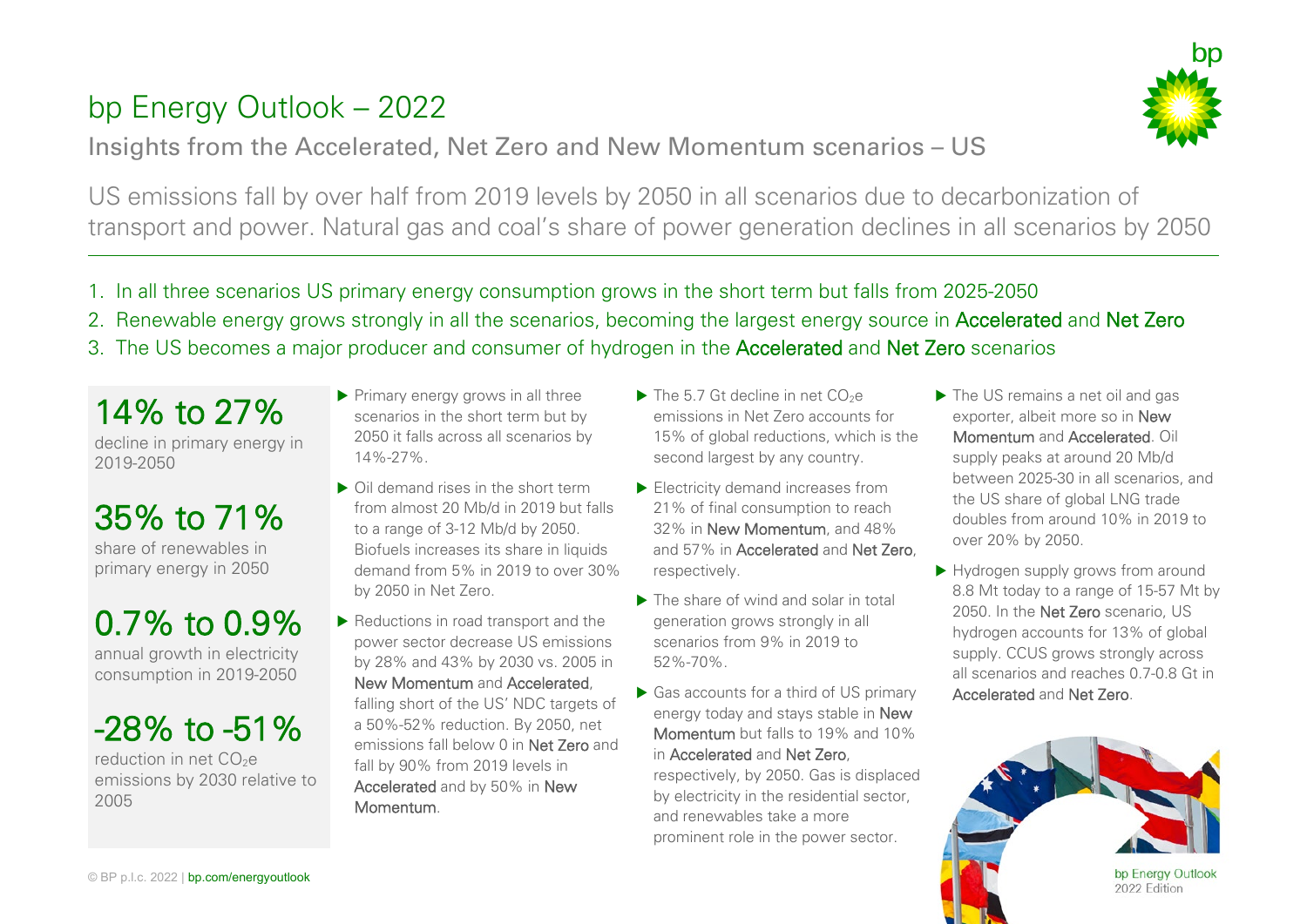# bp Energy Outlook – 2022

## Insights from the Accelerated, Net Zero and New Momentum scenarios – US

US emissions fall by over half from 2019 levels by 2050 in all scenarios due to decarbonization of transport and power. Natural gas and coal's share of power generation declines in all scenarios by 2050

1. In all three scenarios US primary energy consumption grows in the short term but falls from 2025-2050
2. Renewable energy grows strongly in all the scenarios, becoming the largest energy source in **Accelerated** and **Net Zero**
3. The US becomes a major producer and consumer of hydrogen in the **Accelerated** and **Net Zero** scenarios

**14% to 27%**
decline in primary energy in 2019-2050

**35% to 71%**
share of renewables in primary energy in 2050

**0.7% to 0.9%**
annual growth in electricity consumption in 2019-2050

**-28% to -51%**
reduction in net $CO_2e$ emissions by 2030 relative to 2005

- Primary energy grows in all three scenarios in the short term but by 2050 it falls across all scenarios by 14%-27%.
- Oil demand rises in the short term from almost 20 Mb/d in 2019 but falls to a range of 3-12 Mb/d by 2050. Biofuels increases its share in liquids demand from 5% in 2019 to over 30% by 2050 in Net Zero.
- Reductions in road transport and the power sector decrease US emissions by 28% and 43% by 2030 vs. 2005 in **New Momentum** and **Accelerated**, falling short of the US' NDC targets of a 50%-52% reduction. By 2050, net emissions fall below 0 in **Net Zero** and fall by 90% from 2019 levels in **Accelerated** and by 50% in **New Momentum**.
- The 5.7 Gt decline in net $CO_2e$ emissions in Net Zero accounts for 15% of global reductions, which is the second largest by any country.
- Electricity demand increases from 21% of final consumption to reach 32% in **New Momentum**, and 48% and 57% in **Accelerated** and **Net Zero**, respectively.
- The share of wind and solar in total generation grows strongly in all scenarios from 9% in 2019 to 52%-70%.
- Gas accounts for a third of US primary energy today and stays stable in **New Momentum** but falls to 19% and 10% in **Accelerated** and **Net Zero**, respectively, by 2050. Gas is displaced by electricity in the residential sector, and renewables take a more prominent role in the power sector.
- The US remains a net oil and gas exporter, albeit more so in **New Momentum** and **Accelerated**. Oil supply peaks at around 20 Mb/d between 2025-30 in all scenarios, and the US share of global LNG trade doubles from around 10% in 2019 to over 20% by 2050.
- Hydrogen supply grows from around 8.8 Mt today to a range of 15-57 Mt by 2050. In the **Net Zero** scenario, US hydrogen accounts for 13% of global supply. CCUS grows strongly across all scenarios and reaches 0.7-0.8 Gt in **Accelerated** and **Net Zero**.

© BP p.l.c. 2022 | bp.com/energyoutlook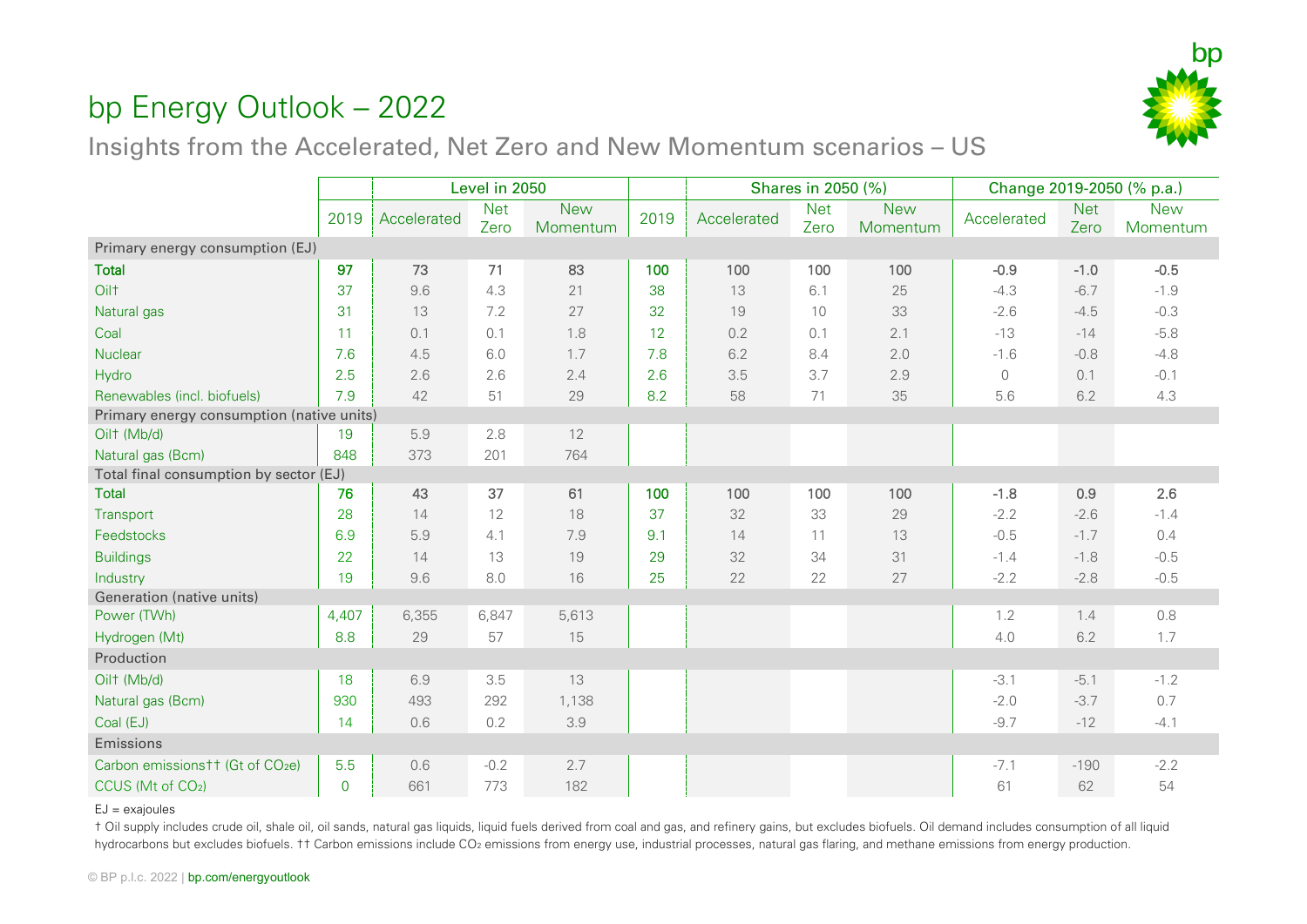# bp Energy Outlook – 2022

## Insights from the Accelerated, Net Zero and New Momentum scenarios – US

| | Level in 2050 | | | | Shares in 2050 (%) | | | | Change 2019-2050 (% p.a.) | | |
|---|---|---|---|---|---|---|---|---|---|---|---|
| | 2019 | Accelerated | Net Zero | New Momentum | 2019 | Accelerated | Net Zero | New Momentum | Accelerated | Net Zero | New Momentum |
| **Primary energy consumption (EJ)** | | | | | | | | | | | |
| **Total** | **97** | **73** | **71** | **83** | **100** | **100** | **100** | **100** | **-0.9** | **-1.0** | **-0.5** |
| Oil† | 37 | 9.6 | 4.3 | 21 | 38 | 13 | 6.1 | 25 | -4.3 | -6.7 | -1.9 |
| Natural gas | 31 | 13 | 7.2 | 27 | 32 | 19 | 10 | 33 | -2.6 | -4.5 | -0.3 |
| Coal | 11 | 0.1 | 0.1 | 1.8 | 12 | 0.2 | 0.1 | 2.1 | -13 | -14 | -5.8 |
| Nuclear | 7.6 | 4.5 | 6.0 | 1.7 | 7.8 | 6.2 | 8.4 | 2.0 | -1.6 | -0.8 | -4.8 |
| Hydro | 2.5 | 2.6 | 2.6 | 2.4 | 2.6 | 3.5 | 3.7 | 2.9 | 0 | 0.1 | -0.1 |
| Renewables (incl. biofuels) | 7.9 | 42 | 51 | 29 | 8.2 | 58 | 71 | 35 | 5.6 | 6.2 | 4.3 |
| **Primary energy consumption (native units)** | | | | | | | | | | | |
| Oil† (Mb/d) | 19 | 5.9 | 2.8 | 12 | | | | | | | |
| Natural gas (Bcm) | 848 | 373 | 201 | 764 | | | | | | | |
| **Total final consumption by sector (EJ)** | | | | | | | | | | | |
| **Total** | **76** | **43** | **37** | **61** | **100** | **100** | **100** | **100** | **-1.8** | **0.9** | **2.6** |
| Transport | 28 | 14 | 12 | 18 | 37 | 32 | 33 | 29 | -2.2 | -2.6 | -1.4 |
| Feedstocks | 6.9 | 5.9 | 4.1 | 7.9 | 9.1 | 14 | 11 | 13 | -0.5 | -1.7 | 0.4 |
| Buildings | 22 | 14 | 13 | 19 | 29 | 32 | 34 | 31 | -1.4 | -1.8 | -0.5 |
| Industry | 19 | 9.6 | 8.0 | 16 | 25 | 22 | 22 | 27 | -2.2 | -2.8 | -0.5 |
| **Generation (native units)** | | | | | | | | | | | |
| Power (TWh) | 4,407 | 6,355 | 6,847 | 5,613 | | | | | 1.2 | 1.4 | 0.8 |
| Hydrogen (Mt) | 8.8 | 29 | 57 | 15 | | | | | 4.0 | 6.2 | 1.7 |
| **Production** | | | | | | | | | | | |
| Oil† (Mb/d) | 18 | 6.9 | 3.5 | 13 | | | | | -3.1 | -5.1 | -1.2 |
| Natural gas (Bcm) | 930 | 493 | 292 | 1,138 | | | | | -2.0 | -3.7 | 0.7 |
| Coal (EJ) | 14 | 0.6 | 0.2 | 3.9 | | | | | -9.7 | -12 | -4.1 |
| **Emissions** | | | | | | | | | | | |
| Carbon emissions†† (Gt of $CO_2e$) | 5.5 | 0.6 | -0.2 | 2.7 | | | | | -7.1 | -190 | -2.2 |
| CCUS (Mt of $CO_2$) | 0 | 661 | 773 | 182 | | | | | 61 | 62 | 54 |

EJ = exajoules

† Oil supply includes crude oil, shale oil, oil sands, natural gas liquids, liquid fuels derived from coal and gas, and refinery gains, but excludes biofuels. Oil demand includes consumption of all liquid hydrocarbons but excludes biofuels. †† Carbon emissions include $CO_2$ emissions from energy use, industrial processes, natural gas flaring, and methane emissions from energy production.

© BP p.l.c. 2022 | bp.com/energyoutlook